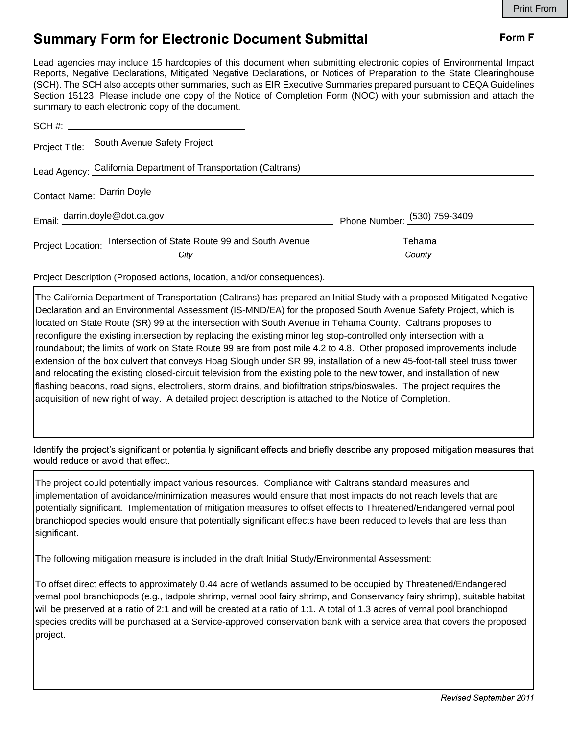# Summary Form for Electronic Document Submittal

**Form F**

Lead agencies may include 15 hardcopies of this document when submitting electronic copies of Environmental Impact Reports, Negative Declarations, Mitigated Negative Declarations, or Notices of Preparation to the State Clearinghouse (SCH). The SCH also accepts other summaries, such as EIR Executive Summaries prepared pursuant to CEQA Guidelines Section 15123. Please include one copy of the Notice of Completion Form (NOC) with your submission and attach the summary to each electronic copy of the document.

SCH #: \_\_\_\_\_\_\_\_\_\_\_\_\_\_\_\_\_\_\_\_

Project Title: South Avenue Safety Project

Lead Agency: California Department of Transportation (Caltrans)

Contact Name: Darrin Doyle

Email: darrin.doyle@dot.ca.gov    Phone Number: (530) 759-3409

Project Location: Intersection of State Route 99 and South Avenue (*City*)    Tehama (*County*)

Project Description (Proposed actions, location, and/or consequences).

The California Department of Transportation (Caltrans) has prepared an Initial Study with a proposed Mitigated Negative Declaration and an Environmental Assessment (IS-MND/EA) for the proposed South Avenue Safety Project, which is located on State Route (SR) 99 at the intersection with South Avenue in Tehama County. Caltrans proposes to reconfigure the existing intersection by replacing the existing minor leg stop-controlled only intersection with a roundabout; the limits of work on State Route 99 are from post mile 4.2 to 4.8. Other proposed improvements include extension of the box culvert that conveys Hoag Slough under SR 99, installation of a new 45-foot-tall steel truss tower and relocating the existing closed-circuit television from the existing pole to the new tower, and installation of new flashing beacons, road signs, electroliers, storm drains, and biofiltration strips/bioswales. The project requires the acquisition of new right of way. A detailed project description is attached to the Notice of Completion.

Identify the project's significant or potentially significant effects and briefly describe any proposed mitigation measures that would reduce or avoid that effect.

The project could potentially impact various resources. Compliance with Caltrans standard measures and implementation of avoidance/minimization measures would ensure that most impacts do not reach levels that are potentially significant. Implementation of mitigation measures to offset effects to Threatened/Endangered vernal pool branchiopod species would ensure that potentially significant effects have been reduced to levels that are less than significant.

The following mitigation measure is included in the draft Initial Study/Environmental Assessment:

To offset direct effects to approximately 0.44 acre of wetlands assumed to be occupied by Threatened/Endangered vernal pool branchiopods (e.g., tadpole shrimp, vernal pool fairy shrimp, and Conservancy fairy shrimp), suitable habitat will be preserved at a ratio of 2:1 and will be created at a ratio of 1:1. A total of 1.3 acres of vernal pool branchiopod species credits will be purchased at a Service-approved conservation bank with a service area that covers the proposed project.

*Revised September 2011*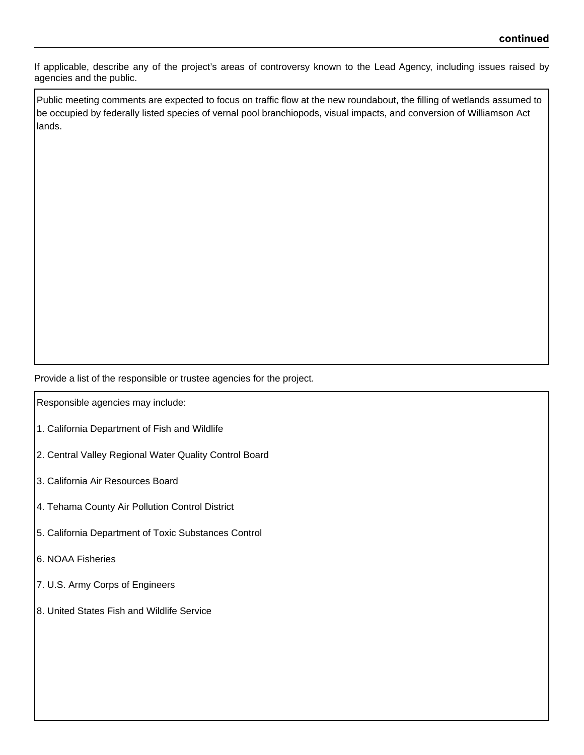**continued**

If applicable, describe any of the project's areas of controversy known to the Lead Agency, including issues raised by agencies and the public.

Public meeting comments are expected to focus on traffic flow at the new roundabout, the filling of wetlands assumed to be occupied by federally listed species of vernal pool branchiopods, visual impacts, and conversion of Williamson Act lands.

Provide a list of the responsible or trustee agencies for the project.

Responsible agencies may include:

1. California Department of Fish and Wildlife
2. Central Valley Regional Water Quality Control Board
3. California Air Resources Board
4. Tehama County Air Pollution Control District
5. California Department of Toxic Substances Control
6. NOAA Fisheries
7. U.S. Army Corps of Engineers
8. United States Fish and Wildlife Service